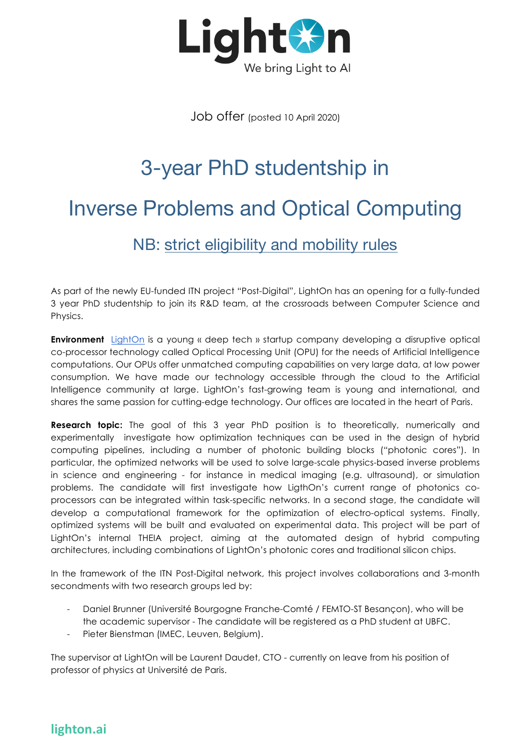LightOn

We bring Light to AI

Job offer (posted 10 April 2020)

# 3-year PhD studentship in

# Inverse Problems and Optical Computing

## NB: strict eligibility and mobility rules

As part of the newly EU-funded ITN project "Post-Digital", LightOn has an opening for a fully-funded 3 year PhD studentship to join its R&D team, at the crossroads between Computer Science and Physics.

**Environment** LightOn is a young « deep tech » startup company developing a disruptive optical co-processor technology called Optical Processing Unit (OPU) for the needs of Artificial Intelligence computations. Our OPUs offer unmatched computing capabilities on very large data, at low power consumption. We have made our technology accessible through the cloud to the Artificial Intelligence community at large. LightOn's fast-growing team is young and international, and shares the same passion for cutting-edge technology. Our offices are located in the heart of Paris.

**Research topic:** The goal of this 3 year PhD position is to theoretically, numerically and experimentally investigate how optimization techniques can be used in the design of hybrid computing pipelines, including a number of photonic building blocks ("photonic cores"). In particular, the optimized networks will be used to solve large-scale physics-based inverse problems in science and engineering - for instance in medical imaging (e.g. ultrasound), or simulation problems. The candidate will first investigate how LigthOn's current range of photonics co-processors can be integrated within task-specific networks. In a second stage, the candidate will develop a computational framework for the optimization of electro-optical systems. Finally, optimized systems will be built and evaluated on experimental data. This project will be part of LightOn's internal THEIA project, aiming at the automated design of hybrid computing architectures, including combinations of LightOn's photonic cores and traditional silicon chips.

In the framework of the ITN Post-Digital network, this project involves collaborations and 3-month secondments with two research groups led by:

- Daniel Brunner (Université Bourgogne Franche-Comté / FEMTO-ST Besançon), who will be the academic supervisor - The candidate will be registered as a PhD student at UBFC.
- Pieter Bienstman (IMEC, Leuven, Belgium).

The supervisor at LightOn will be Laurent Daudet, CTO - currently on leave from his position of professor of physics at Université de Paris.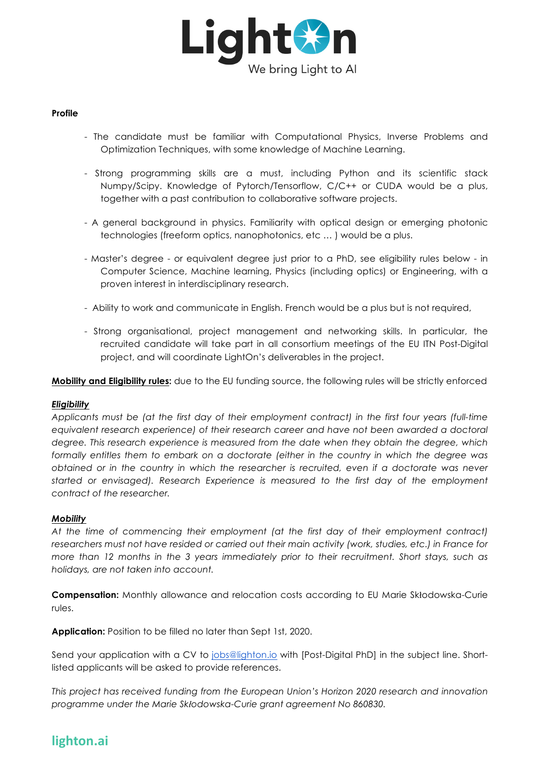**Profile**

- The candidate must be familiar with Computational Physics, Inverse Problems and Optimization Techniques, with some knowledge of Machine Learning.

- Strong programming skills are a must, including Python and its scientific stack Numpy/Scipy. Knowledge of Pytorch/Tensorflow, C/C++ or CUDA would be a plus, together with a past contribution to collaborative software projects.

- A general background in physics. Familiarity with optical design or emerging photonic technologies (freeform optics, nanophotonics, etc … ) would be a plus.

- Master's degree - or equivalent degree just prior to a PhD, see eligibility rules below - in Computer Science, Machine learning, Physics (including optics) or Engineering, with a proven interest in interdisciplinary research.

- Ability to work and communicate in English. French would be a plus but is not required,

- Strong organisational, project management and networking skills. In particular, the recruited candidate will take part in all consortium meetings of the EU ITN Post-Digital project, and will coordinate LightOn's deliverables in the project.

**Mobility and Eligibility rules:** due to the EU funding source, the following rules will be strictly enforced

***Eligibility***

*Applicants must be (at the first day of their employment contract) in the first four years (full-time equivalent research experience) of their research career and have not been awarded a doctoral degree. This research experience is measured from the date when they obtain the degree, which formally entitles them to embark on a doctorate (either in the country in which the degree was obtained or in the country in which the researcher is recruited, even if a doctorate was never started or envisaged). Research Experience is measured to the first day of the employment contract of the researcher.*

***Mobility***

*At the time of commencing their employment (at the first day of their employment contract) researchers must not have resided or carried out their main activity (work, studies, etc.) in France for more than 12 months in the 3 years immediately prior to their recruitment. Short stays, such as holidays, are not taken into account.*

**Compensation:** Monthly allowance and relocation costs according to EU Marie Skłodowska-Curie rules.

**Application:** Position to be filled no later than Sept 1st, 2020.

Send your application with a CV to jobs@lighton.io with [Post-Digital PhD] in the subject line. Short-listed applicants will be asked to provide references.

*This project has received funding from the European Union's Horizon 2020 research and innovation programme under the Marie Skłodowska-Curie grant agreement No 860830.*